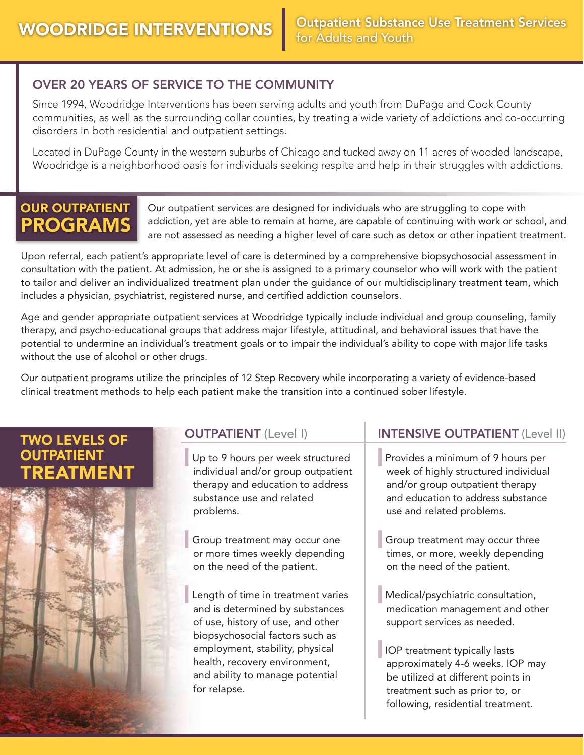# WOODRIDGE INTERVENTIONS

**Outpatient Substance Use Treatment Services for Adults and Youth**

## OVER 20 YEARS OF SERVICE TO THE COMMUNITY

Since 1994, Woodridge Interventions has been serving adults and youth from DuPage and Cook County communities, as well as the surrounding collar counties, by treating a wide variety of addictions and co-occurring disorders in both residential and outpatient settings.

Located in DuPage County in the western suburbs of Chicago and tucked away on 11 acres of wooded landscape, Woodridge is a neighborhood oasis for individuals seeking respite and help in their struggles with addictions.

## OUR OUTPATIENT PROGRAMS

Our outpatient services are designed for individuals who are struggling to cope with addiction, yet are able to remain at home, are capable of continuing with work or school, and are not assessed as needing a higher level of care such as detox or other inpatient treatment.

Upon referral, each patient's appropriate level of care is determined by a comprehensive biopsychosocial assessment in consultation with the patient. At admission, he or she is assigned to a primary counselor who will work with the patient to tailor and deliver an individualized treatment plan under the guidance of our multidisciplinary treatment team, which includes a physician, psychiatrist, registered nurse, and certified addiction counselors.

Age and gender appropriate outpatient services at Woodridge typically include individual and group counseling, family therapy, and psycho-educational groups that address major lifestyle, attitudinal, and behavioral issues that have the potential to undermine an individual's treatment goals or to impair the individual's ability to cope with major life tasks without the use of alcohol or other drugs.

Our outpatient programs utilize the principles of 12 Step Recovery while incorporating a variety of evidence-based clinical treatment methods to help each patient make the transition into a continued sober lifestyle.

## TWO LEVELS OF OUTPATIENT TREATMENT

### OUTPATIENT (Level I)

- Up to 9 hours per week structured individual and/or group outpatient therapy and education to address substance use and related problems.
- Group treatment may occur one or more times weekly depending on the need of the patient.
- Length of time in treatment varies and is determined by substances of use, history of use, and other biopsychosocial factors such as employment, stability, physical health, recovery environment, and ability to manage potential for relapse.

### INTENSIVE OUTPATIENT (Level II)

- Provides a minimum of 9 hours per week of highly structured individual and/or group outpatient therapy and education to address substance use and related problems.
- Group treatment may occur three times, or more, weekly depending on the need of the patient.
- Medical/psychiatric consultation, medication management and other support services as needed.
- IOP treatment typically lasts approximately 4-6 weeks. IOP may be utilized at different points in treatment such as prior to, or following, residential treatment.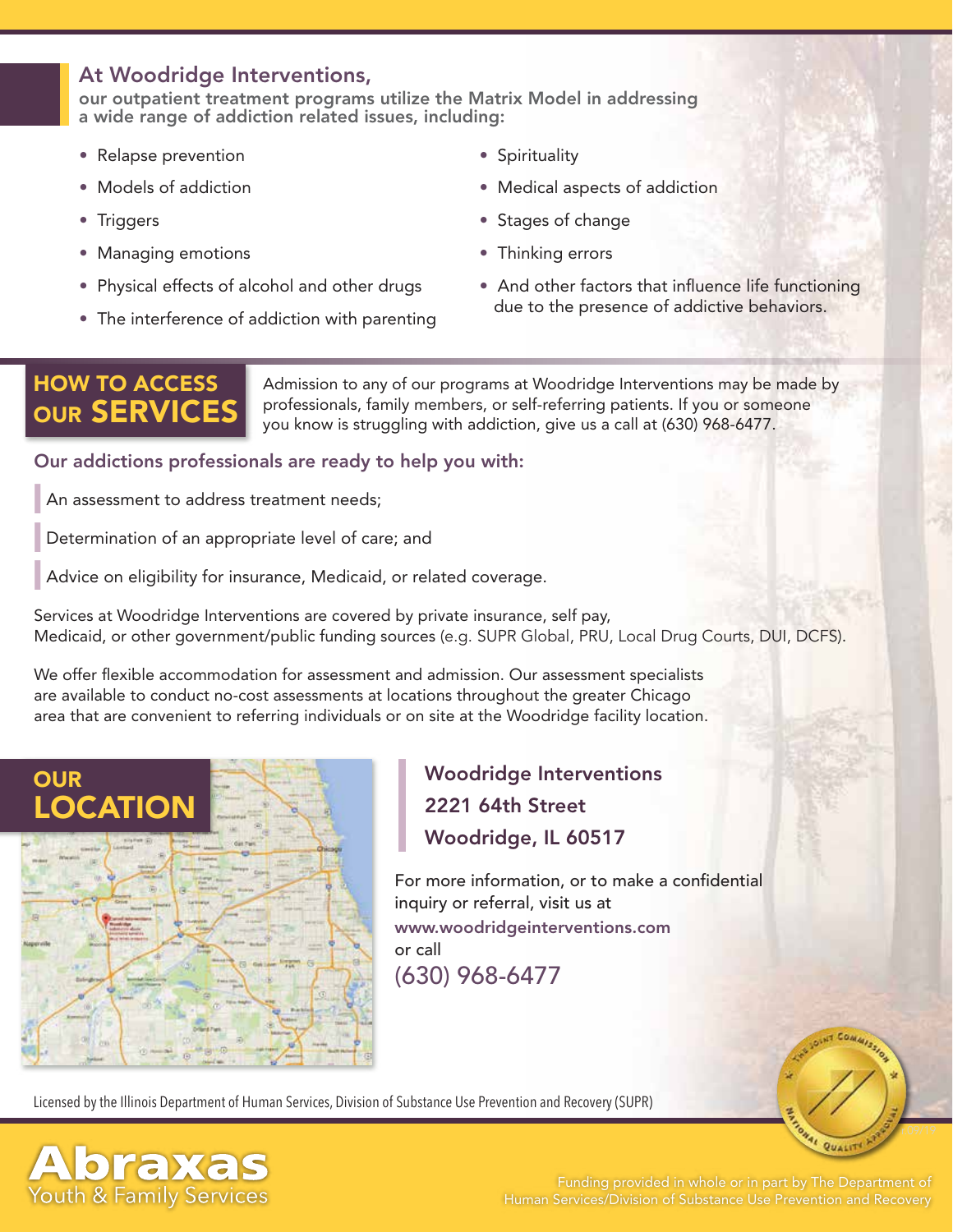## At Woodridge Interventions,

**our outpatient treatment programs utilize the Matrix Model in addressing a wide range of addiction related issues, including:**

- Relapse prevention
- Models of addiction
- Triggers
- Managing emotions
- Physical effects of alcohol and other drugs
- The interference of addiction with parenting
- Spirituality
- Medical aspects of addiction
- Stages of change
- Thinking errors
- And other factors that influence life functioning due to the presence of addictive behaviors.

## HOW TO ACCESS OUR SERVICES

Admission to any of our programs at Woodridge Interventions may be made by professionals, family members, or self-referring patients. If you or someone you know is struggling with addiction, give us a call at (630) 968-6477.

### Our addictions professionals are ready to help you with:

- An assessment to address treatment needs;
- Determination of an appropriate level of care; and
- Advice on eligibility for insurance, Medicaid, or related coverage.

Services at Woodridge Interventions are covered by private insurance, self pay, Medicaid, or other government/public funding sources (e.g. SUPR Global, PRU, Local Drug Courts, DUI, DCFS).

We offer flexible accommodation for assessment and admission. Our assessment specialists are available to conduct no-cost assessments at locations throughout the greater Chicago area that are convenient to referring individuals or on site at the Woodridge facility location.

## OUR LOCATION

**Woodridge Interventions**
**2221 64th Street**
**Woodridge, IL 60517**

For more information, or to make a confidential inquiry or referral, visit us at
www.woodridgeinterventions.com
or call
(630) 968-6477

Licensed by the Illinois Department of Human Services, Division of Substance Use Prevention and Recovery (SUPR)

**Abraxas**
Youth & Family Services

Funding provided in whole or in part by The Department of Human Services/Division of Substance Use Prevention and Recovery